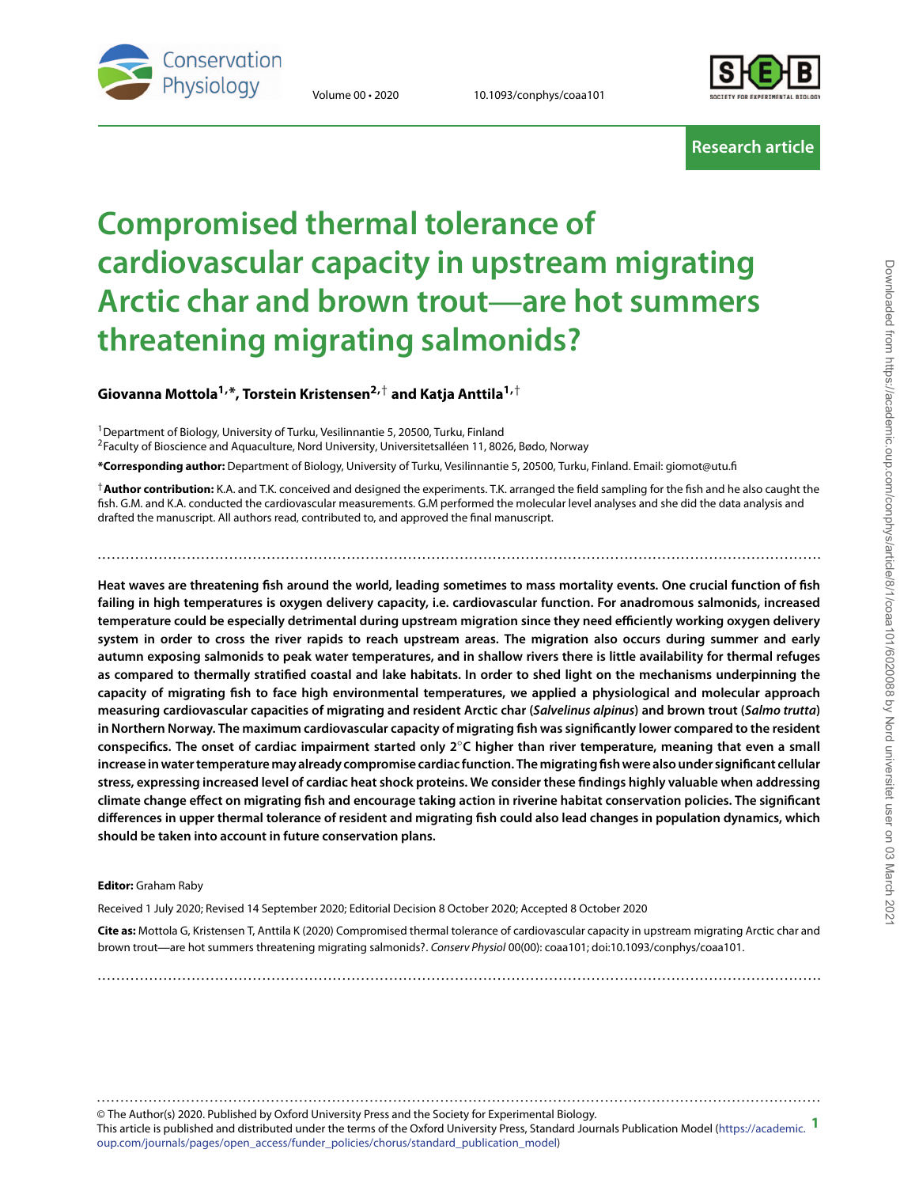Research article

# Compromised thermal tolerance of cardiovascular capacity in upstream migrating Arctic char and brown trout—are hot summers threatening migrating salmonids?

**Giovanna Mottola[1,*], Torstein Kristensen[2,†] and Katja Anttila[1,†]**

[1]Department of Biology, University of Turku, Vesilinnantie 5, 20500, Turku, Finland
[2]Faculty of Bioscience and Aquaculture, Nord University, Universitetsalléen 11, 8026, Bødo, Norway

**\*Corresponding author:** Department of Biology, University of Turku, Vesilinnantie 5, 20500, Turku, Finland. Email: giomot@utu.fi

[†]**Author contribution:** K.A. and T.K. conceived and designed the experiments. T.K. arranged the field sampling for the fish and he also caught the fish. G.M. and K.A. conducted the cardiovascular measurements. G.M performed the molecular level analyses and she did the data analysis and drafted the manuscript. All authors read, contributed to, and approved the final manuscript.

**Heat waves are threatening fish around the world, leading sometimes to mass mortality events. One crucial function of fish failing in high temperatures is oxygen delivery capacity, i.e. cardiovascular function. For anadromous salmonids, increased temperature could be especially detrimental during upstream migration since they need efficiently working oxygen delivery system in order to cross the river rapids to reach upstream areas. The migration also occurs during summer and early autumn exposing salmonids to peak water temperatures, and in shallow rivers there is little availability for thermal refuges as compared to thermally stratified coastal and lake habitats. In order to shed light on the mechanisms underpinning the capacity of migrating fish to face high environmental temperatures, we applied a physiological and molecular approach measuring cardiovascular capacities of migrating and resident Arctic char (*Salvelinus alpinus*) and brown trout (*Salmo trutta*) in Northern Norway. The maximum cardiovascular capacity of migrating fish was significantly lower compared to the resident conspecifics. The onset of cardiac impairment started only 2°C higher than river temperature, meaning that even a small increase in water temperature may already compromise cardiac function. The migrating fish were also under significant cellular stress, expressing increased level of cardiac heat shock proteins. We consider these findings highly valuable when addressing climate change effect on migrating fish and encourage taking action in riverine habitat conservation policies. The significant differences in upper thermal tolerance of resident and migrating fish could also lead changes in population dynamics, which should be taken into account in future conservation plans.**

**Editor:** Graham Raby

Received 1 July 2020; Revised 14 September 2020; Editorial Decision 8 October 2020; Accepted 8 October 2020

**Cite as:** Mottola G, Kristensen T, Anttila K (2020) Compromised thermal tolerance of cardiovascular capacity in upstream migrating Arctic char and brown trout—are hot summers threatening migrating salmonids?. *Conserv Physiol* 00(00): coaa101; doi:10.1093/conphys/coaa101.

© The Author(s) 2020. Published by Oxford University Press and the Society for Experimental Biology.
This article is published and distributed under the terms of the Oxford University Press, Standard Journals Publication Model (https://academic.oup.com/journals/pages/open_access/funder_policies/chorus/standard_publication_model)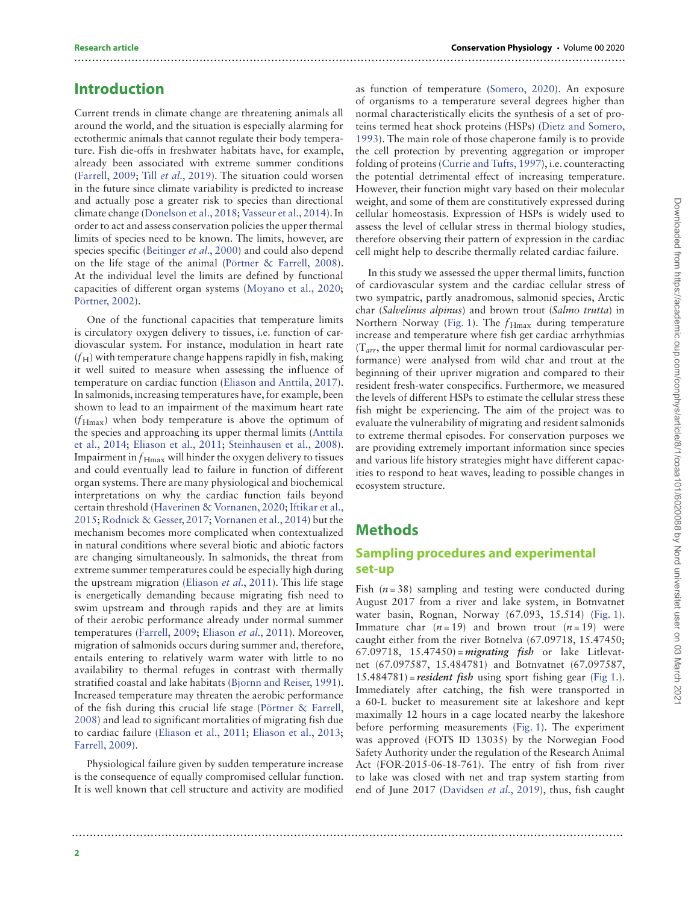## Introduction

Current trends in climate change are threatening animals all around the world, and the situation is especially alarming for ectothermic animals that cannot regulate their body temperature. Fish die-offs in freshwater habitats have, for example, already been associated with extreme summer conditions (Farrell, 2009; Till *et al.*, 2019). The situation could worsen in the future since climate variability is predicted to increase and actually pose a greater risk to species than directional climate change (Donelson et al., 2018; Vasseur et al., 2014). In order to act and assess conservation policies the upper thermal limits of species need to be known. The limits, however, are species specific (Beitinger *et al.*, 2000) and could also depend on the life stage of the animal (Pörtner & Farrell, 2008). At the individual level the limits are defined by functional capacities of different organ systems (Moyano et al., 2020; Pörtner, 2002).

One of the functional capacities that temperature limits is circulatory oxygen delivery to tissues, i.e. function of cardiovascular system. For instance, modulation in heart rate ($f_H$) with temperature change happens rapidly in fish, making it well suited to measure when assessing the influence of temperature on cardiac function (Eliason and Anttila, 2017). In salmonids, increasing temperatures have, for example, been shown to lead to an impairment of the maximum heart rate ($f_{Hmax}$) when body temperature is above the optimum of the species and approaching its upper thermal limits (Anttila et al., 2014; Eliason et al., 2011; Steinhausen et al., 2008). Impairment in $f_{Hmax}$ will hinder the oxygen delivery to tissues and could eventually lead to failure in function of different organ systems. There are many physiological and biochemical interpretations on why the cardiac function fails beyond certain threshold (Haverinen & Vornanen, 2020; Iftikar et al., 2015; Rodnick & Gesser, 2017; Vornanen et al., 2014) but the mechanism becomes more complicated when contextualized in natural conditions where several biotic and abiotic factors are changing simultaneously. In salmonids, the threat from extreme summer temperatures could be especially high during the upstream migration (Eliason *et al.*, 2011). This life stage is energetically demanding because migrating fish need to swim upstream and through rapids and they are at limits of their aerobic performance already under normal summer temperatures (Farrell, 2009; Eliason *et al.*, 2011). Moreover, migration of salmonids occurs during summer and, therefore, entails entering to relatively warm water with little to no availability to thermal refuges in contrast with thermally stratified coastal and lake habitats (Bjornn and Reiser, 1991). Increased temperature may threaten the aerobic performance of the fish during this crucial life stage (Pörtner & Farrell, 2008) and lead to significant mortalities of migrating fish due to cardiac failure (Eliason et al., 2011; Eliason et al., 2013; Farrell, 2009).

Physiological failure given by sudden temperature increase is the consequence of equally compromised cellular function. It is well known that cell structure and activity are modified as function of temperature (Somero, 2020). An exposure of organisms to a temperature several degrees higher than normal characteristically elicits the synthesis of a set of proteins termed heat shock proteins (HSPs) (Dietz and Somero, 1993). The main role of those chaperone family is to provide the cell protection by preventing aggregation or improper folding of proteins (Currie and Tufts, 1997), i.e. counteracting the potential detrimental effect of increasing temperature. However, their function might vary based on their molecular weight, and some of them are constitutively expressed during cellular homeostasis. Expression of HSPs is widely used to assess the level of cellular stress in thermal biology studies, therefore observing their pattern of expression in the cardiac cell might help to describe thermally related cardiac failure.

In this study we assessed the upper thermal limits, function of cardiovascular system and the cardiac cellular stress of two sympatric, partly anadromous, salmonid species, Arctic char (*Salvelinus alpinus*) and brown trout (*Salmo trutta*) in Northern Norway (Fig. 1). The $f_{Hmax}$ during temperature increase and temperature where fish get cardiac arrhythmias ($T_{arr}$, the upper thermal limit for normal cardiovascular performance) were analysed from wild char and trout at the beginning of their upriver migration and compared to their resident fresh-water conspecifics. Furthermore, we measured the levels of different HSPs to estimate the cellular stress these fish might be experiencing. The aim of the project was to evaluate the vulnerability of migrating and resident salmonids to extreme thermal episodes. For conservation purposes we are providing extremely important information since species and various life history strategies might have different capacities to respond to heat waves, leading to possible changes in ecosystem structure.

## Methods

### Sampling procedures and experimental set-up

Fish ($n = 38$) sampling and testing were conducted during August 2017 from a river and lake system, in Botnvatnet water basin, Rognan, Norway (67.093, 15.514) (Fig. 1). Immature char ($n = 19$) and brown trout ($n = 19$) were caught either from the river Botnelva (67.09718, 15.47450; 67.09718, 15.47450) = ***migrating fish*** or lake Littlevatnet (67.097587, 15.484781) and Botnvatnet (67.097587, 15.484781) = ***resident fish*** using sport fishing gear (Fig 1.). Immediately after catching, the fish were transported in a 60-L bucket to measurement site at lakeshore and kept maximally 12 hours in a cage located nearby the lakeshore before performing measurements (Fig. 1). The experiment was approved (FOTS ID 13035) by the Norwegian Food Safety Authority under the regulation of the Research Animal Act (FOR-2015-06-18-761). The entry of fish from river to lake was closed with net and trap system starting from end of June 2017 (Davidsen *et al.*, 2019), thus, fish caught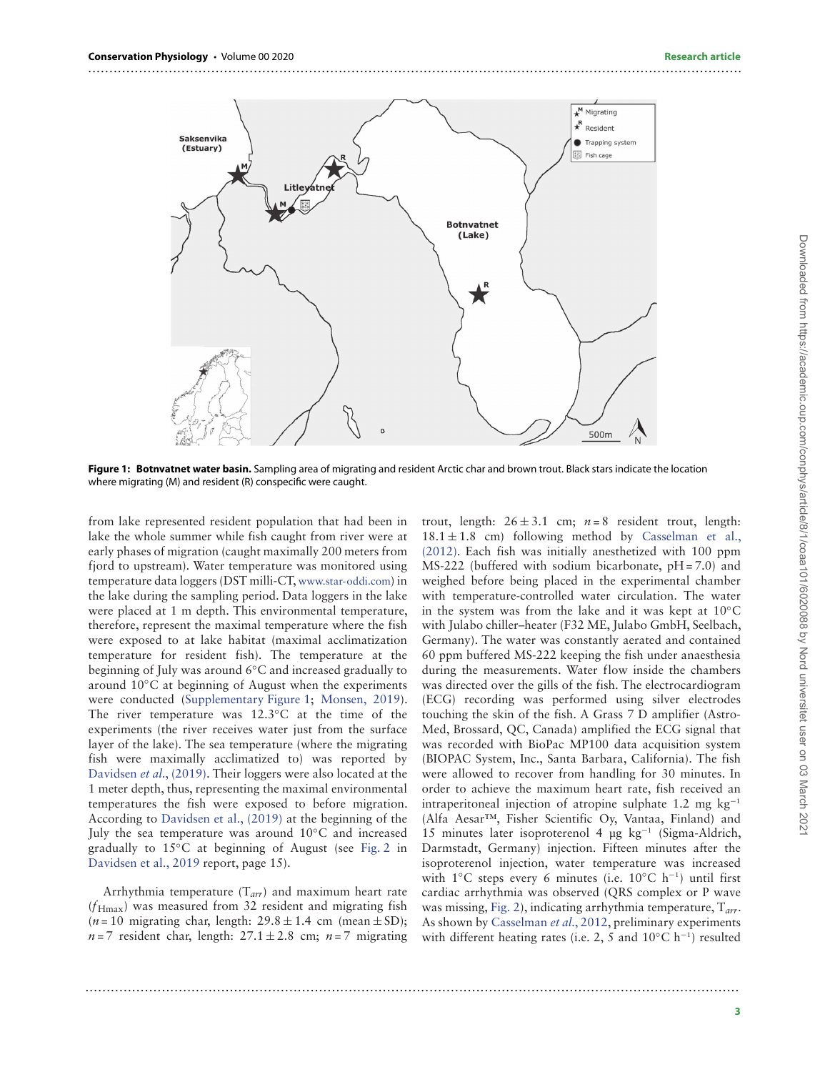**Figure 1: Botnvatnet water basin.** Sampling area of migrating and resident Arctic char and brown trout. Black stars indicate the location where migrating (M) and resident (R) conspecific were caught.

from lake represented resident population that had been in lake the whole summer while fish caught from river were at early phases of migration (caught maximally 200 meters from fjord to upstream). Water temperature was monitored using temperature data loggers (DST milli-CT, www.star-oddi.com) in the lake during the sampling period. Data loggers in the lake were placed at 1 m depth. This environmental temperature, therefore, represent the maximal temperature where the fish were exposed to at lake habitat (maximal acclimatization temperature for resident fish). The temperature at the beginning of July was around 6°C and increased gradually to around 10°C at beginning of August when the experiments were conducted (Supplementary Figure 1; Monsen, 2019). The river temperature was 12.3°C at the time of the experiments (the river receives water just from the surface layer of the lake). The sea temperature (where the migrating fish were maximally acclimatized to) was reported by Davidsen *et al.*, (2019). Their loggers were also located at the 1 meter depth, thus, representing the maximal environmental temperatures the fish were exposed to before migration. According to Davidsen et al., (2019) at the beginning of the July the sea temperature was around 10°C and increased gradually to 15°C at beginning of August (see Fig. 2 in Davidsen et al., 2019 report, page 15).

Arrhythmia temperature ($T_{arr}$) and maximum heart rate ($f_{Hmax}$) was measured from 32 resident and migrating fish ($n = 10$ migrating char, length: $29.8 \pm 1.4$ cm (mean ± SD); $n = 7$ resident char, length: $27.1 \pm 2.8$ cm; $n = 7$ migrating trout, length: $26 \pm 3.1$ cm; $n = 8$ resident trout, length: $18.1 \pm 1.8$ cm) following method by Casselman et al., (2012). Each fish was initially anesthetized with 100 ppm MS-222 (buffered with sodium bicarbonate, pH = 7.0) and weighed before being placed in the experimental chamber with temperature-controlled water circulation. The water in the system was from the lake and it was kept at 10°C with Julabo chiller–heater (F32 ME, Julabo GmbH, Seelbach, Germany). The water was constantly aerated and contained 60 ppm buffered MS-222 keeping the fish under anaesthesia during the measurements. Water flow inside the chambers was directed over the gills of the fish. The electrocardiogram (ECG) recording was performed using silver electrodes touching the skin of the fish. A Grass 7 D amplifier (Astro-Med, Brossard, QC, Canada) amplified the ECG signal that was recorded with BioPac MP100 data acquisition system (BIOPAC System, Inc., Santa Barbara, California). The fish were allowed to recover from handling for 30 minutes. In order to achieve the maximum heart rate, fish received an intraperitoneal injection of atropine sulphate 1.2 mg $kg^{-1}$ (Alfa Aesar™, Fisher Scientific Oy, Vantaa, Finland) and 15 minutes later isoproterenol 4 μg $kg^{-1}$ (Sigma-Aldrich, Darmstadt, Germany) injection. Fifteen minutes after the isoproterenol injection, water temperature was increased with 1°C steps every 6 minutes (i.e. 10°C $h^{-1}$) until first cardiac arrhythmia was observed (QRS complex or P wave was missing, Fig. 2), indicating arrhythmia temperature, $T_{arr}$. As shown by Casselman *et al.*, 2012, preliminary experiments with different heating rates (i.e. 2, 5 and 10°C $h^{-1}$) resulted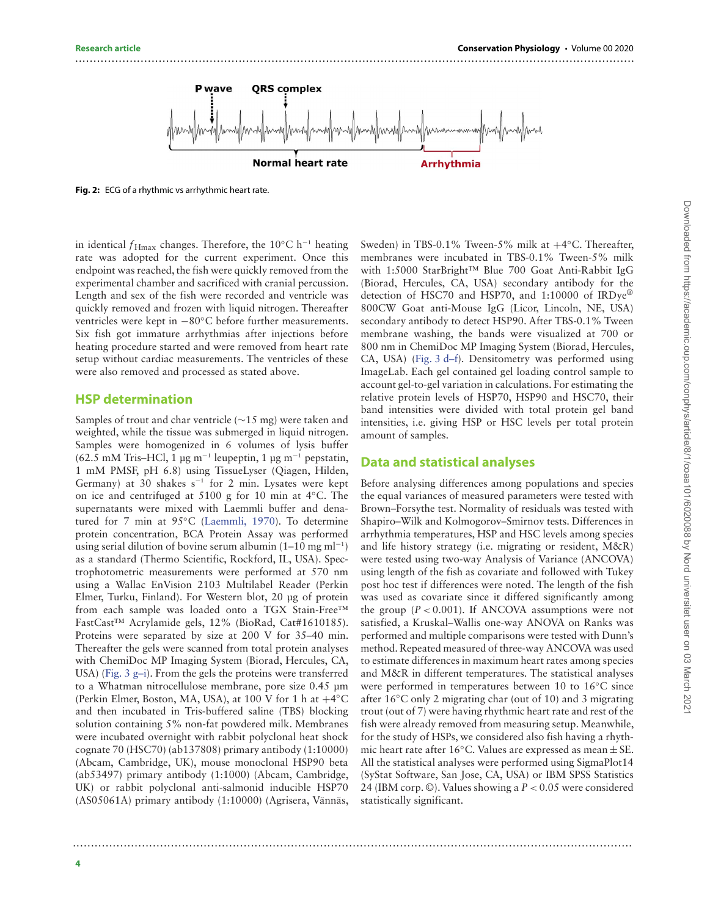Fig. 2: ECG of a rhythmic vs arrhythmic heart rate.

in identical $f_{Hmax}$ changes. Therefore, the 10°C h$^{-1}$ heating rate was adopted for the current experiment. Once this endpoint was reached, the fish were quickly removed from the experimental chamber and sacrificed with cranial percussion. Length and sex of the fish were recorded and ventricle was quickly removed and frozen with liquid nitrogen. Thereafter ventricles were kept in −80°C before further measurements. Six fish got immature arrhythmias after injections before heating procedure started and were removed from heart rate setup without cardiac measurements. The ventricles of these were also removed and processed as stated above.

## HSP determination

Samples of trout and char ventricle (∼15 mg) were taken and weighted, while the tissue was submerged in liquid nitrogen. Samples were homogenized in 6 volumes of lysis buffer (62.5 mM Tris–HCl, 1 μg m$^{-1}$ leupeptin, 1 μg m$^{-1}$ pepstatin, 1 mM PMSF, pH 6.8) using TissueLyser (Qiagen, Hilden, Germany) at 30 shakes s$^{-1}$ for 2 min. Lysates were kept on ice and centrifuged at 5100 g for 10 min at 4°C. The supernatants were mixed with Laemmli buffer and denatured for 7 min at 95°C (Laemmli, 1970). To determine protein concentration, BCA Protein Assay was performed using serial dilution of bovine serum albumin (1–10 mg ml$^{-1}$) as a standard (Thermo Scientific, Rockford, IL, USA). Spectrophotometric measurements were performed at 570 nm using a Wallac EnVision 2103 Multilabel Reader (Perkin Elmer, Turku, Finland). For Western blot, 20 μg of protein from each sample was loaded onto a TGX Stain-Free™ FastCast™ Acrylamide gels, 12% (BioRad, Cat#1610185). Proteins were separated by size at 200 V for 35–40 min. Thereafter the gels were scanned from total protein analyses with ChemiDoc MP Imaging System (Biorad, Hercules, CA, USA) (Fig. 3 g–i). From the gels the proteins were transferred to a Whatman nitrocellulose membrane, pore size 0.45 μm (Perkin Elmer, Boston, MA, USA), at 100 V for 1 h at +4°C and then incubated in Tris-buffered saline (TBS) blocking solution containing 5% non-fat powdered milk. Membranes were incubated overnight with rabbit polyclonal heat shock cognate 70 (HSC70) (ab137808) primary antibody (1:10000) (Abcam, Cambridge, UK), mouse monoclonal HSP90 beta (ab53497) primary antibody (1:1000) (Abcam, Cambridge, UK) or rabbit polyclonal anti-salmonid inducible HSP70 (AS05061A) primary antibody (1:10000) (Agrisera, Vännäs, Sweden) in TBS-0.1% Tween-5% milk at +4°C. Thereafter, membranes were incubated in TBS-0.1% Tween-5% milk with 1:5000 StarBright™ Blue 700 Goat Anti-Rabbit IgG (Biorad, Hercules, CA, USA) secondary antibody for the detection of HSC70 and HSP70, and 1:10000 of IRDye® 800CW Goat anti-Mouse IgG (Licor, Lincoln, NE, USA) secondary antibody to detect HSP90. After TBS-0.1% Tween membrane washing, the bands were visualized at 700 or 800 nm in ChemiDoc MP Imaging System (Biorad, Hercules, CA, USA) (Fig. 3 d–f). Densitometry was performed using ImageLab. Each gel contained gel loading control sample to account gel-to-gel variation in calculations. For estimating the relative protein levels of HSP70, HSP90 and HSC70, their band intensities were divided with total protein gel band intensities, i.e. giving HSP or HSC levels per total protein amount of samples.

## Data and statistical analyses

Before analysing differences among populations and species the equal variances of measured parameters were tested with Brown–Forsythe test. Normality of residuals was tested with Shapiro–Wilk and Kolmogorov–Smirnov tests. Differences in arrhythmia temperatures, HSP and HSC levels among species and life history strategy (i.e. migrating or resident, M&R) were tested using two-way Analysis of Variance (ANCOVA) using length of the fish as covariate and followed with Tukey post hoc test if differences were noted. The length of the fish was used as covariate since it differed significantly among the group ($P < 0.001$). If ANCOVA assumptions were not satisfied, a Kruskal–Wallis one-way ANOVA on Ranks was performed and multiple comparisons were tested with Dunn's method. Repeated measured of three-way ANCOVA was used to estimate differences in maximum heart rates among species and M&R in different temperatures. The statistical analyses were performed in temperatures between 10 to 16°C since after 16°C only 2 migrating char (out of 10) and 3 migrating trout (out of 7) were having rhythmic heart rate and rest of the fish were already removed from measuring setup. Meanwhile, for the study of HSPs, we considered also fish having a rhythmic heart rate after 16°C. Values are expressed as mean ± SE. All the statistical analyses were performed using SigmaPlot14 (SyStat Software, San Jose, CA, USA) or IBM SPSS Statistics 24 (IBM corp. ©). Values showing a $P < 0.05$ were considered statistically significant.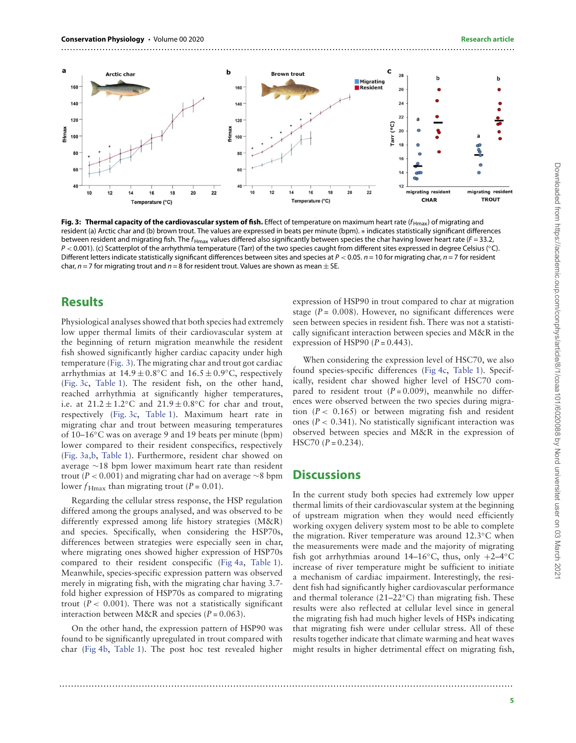**Fig. 3: Thermal capacity of the cardiovascular system of fish.** Effect of temperature on maximum heart rate ($f_{Hmax}$) of migrating and resident (a) Arctic char and (b) brown trout. The values are expressed in beats per minute (bpm). ∗ indicates statistically significant differences between resident and migrating fish. The $f_{Hmax}$ values differed also significantly between species the char having lower heart rate ($F = 33.2$, $P < 0.001$). (c) Scatterplot of the arrhythmia temperature (Tarr) of the two species caught from different sites expressed in degree Celsius (°C). Different letters indicate statistically significant differences between sites and species at $P < 0.05$. $n = 10$ for migrating char, $n = 7$ for resident char, $n = 7$ for migrating trout and $n = 8$ for resident trout. Values are shown as mean ± SE.

## Results

Physiological analyses showed that both species had extremely low upper thermal limits of their cardiovascular system at the beginning of return migration meanwhile the resident fish showed significantly higher cardiac capacity under high temperature (Fig. 3). The migrating char and trout got cardiac arrhythmias at 14.9 ± 0.8°C and 16.5 ± 0.9°C, respectively (Fig. 3c, Table 1). The resident fish, on the other hand, reached arrhythmia at significantly higher temperatures, i.e. at 21.2 ± 1.2°C and 21.9 ± 0.8°C for char and trout, respectively (Fig. 3c, Table 1). Maximum heart rate in migrating char and trout between measuring temperatures of 10–16°C was on average 9 and 19 beats per minute (bpm) lower compared to their resident conspecifics, respectively (Fig. 3a,b, Table 1). Furthermore, resident char showed on average ~18 bpm lower maximum heart rate than resident trout ($P < 0.001$) and migrating char had on average ~8 bpm lower $f_{Hmax}$ than migrating trout ($P = 0.01$).

Regarding the cellular stress response, the HSP regulation differed among the groups analysed, and was observed to be differently expressed among life history strategies (M&R) and species. Specifically, when considering the HSP70s, differences between strategies were especially seen in char, where migrating ones showed higher expression of HSP70s compared to their resident conspecific (Fig 4a, Table 1). Meanwhile, species-specific expression pattern was observed merely in migrating fish, with the migrating char having 3.7-fold higher expression of HSP70s as compared to migrating trout ($P < 0.001$). There was not a statistically significant interaction between M&R and species ($P = 0.063$).

On the other hand, the expression pattern of HSP90 was found to be significantly upregulated in trout compared with char (Fig 4b, Table 1). The post hoc test revealed higher expression of HSP90 in trout compared to char at migration stage ($P = 0.008$). However, no significant differences were seen between species in resident fish. There was not a statistically significant interaction between species and M&R in the expression of HSP90 ($P = 0.443$).

When considering the expression level of HSC70, we also found species-specific differences (Fig 4c, Table 1). Specifically, resident char showed higher level of HSC70 compared to resident trout ($P = 0.009$), meanwhile no differences were observed between the two species during migration ($P < 0.165$) or between migrating fish and resident ones ($P < 0.341$). No statistically significant interaction was observed between species and M&R in the expression of HSC70 ($P = 0.234$).

## Discussions

In the current study both species had extremely low upper thermal limits of their cardiovascular system at the beginning of upstream migration when they would need efficiently working oxygen delivery system most to be able to complete the migration. River temperature was around 12.3°C when the measurements were made and the majority of migrating fish got arrhythmias around 14–16°C, thus, only +2–4°C increase of river temperature might be sufficient to initiate a mechanism of cardiac impairment. Interestingly, the resident fish had significantly higher cardiovascular performance and thermal tolerance (21–22°C) than migrating fish. These results were also reflected at cellular level since in general the migrating fish had much higher levels of HSPs indicating that migrating fish were under cellular stress. All of these results together indicate that climate warming and heat waves might results in higher detrimental effect on migrating fish,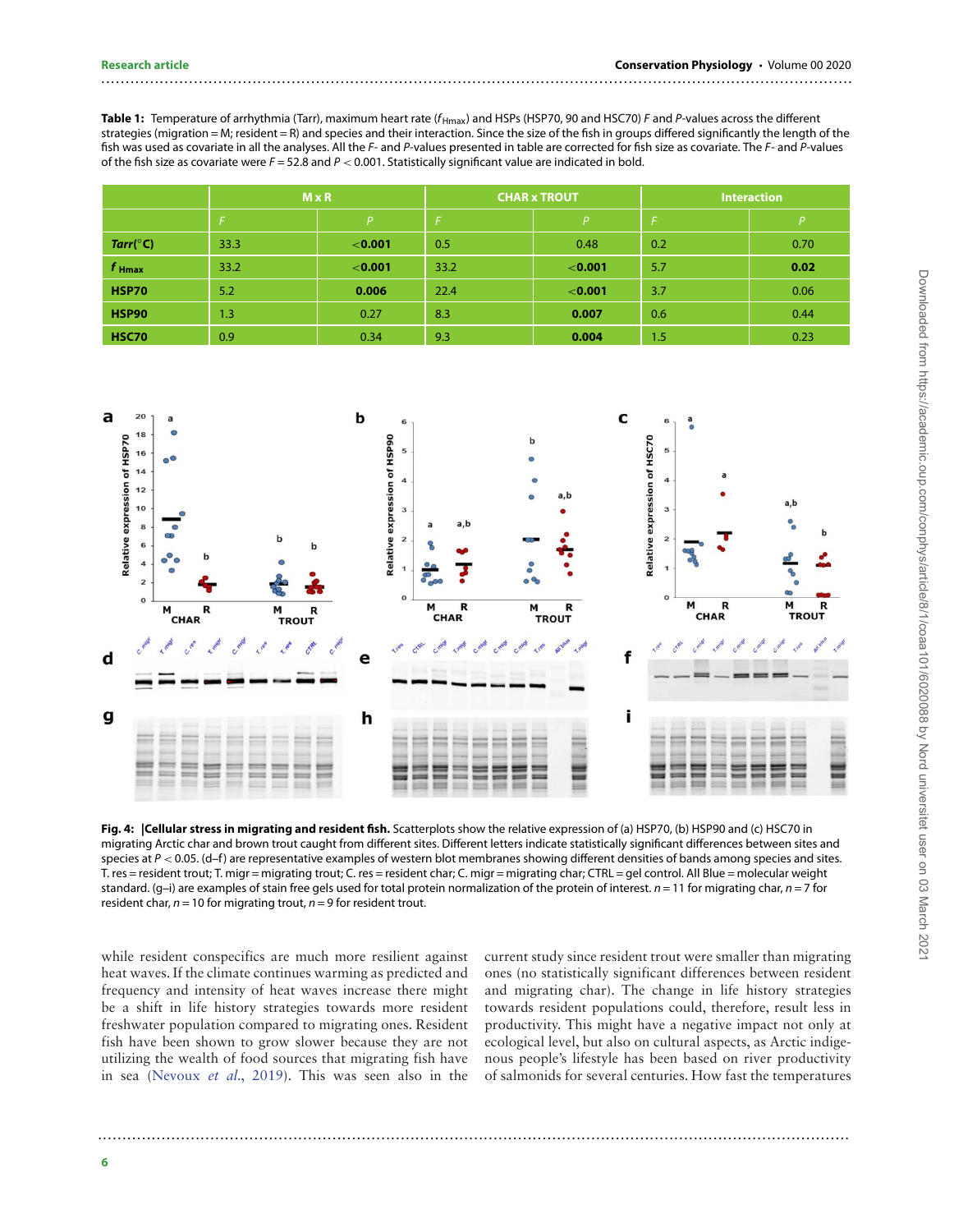**Table 1:** Temperature of arrhythmia (Tarr), maximum heart rate ($f_{\mathrm{Hmax}}$) and HSPs (HSP70, 90 and HSC70) *F* and *P*-values across the different strategies (migration = M; resident = R) and species and their interaction. Since the size of the fish in groups differed significantly the length of the fish was used as covariate in all the analyses. All the *F*- and *P*-values presented in table are corrected for fish size as covariate. The *F*- and *P*-values of the fish size as covariate were $F = 52.8$ and $P < 0.001$. Statistically significant value are indicated in bold.

| | M x R | | CHAR x TROUT | | Interaction | |
|---|---|---|---|---|---|---|
| | *F* | *P* | *F* | *P* | *F* | *P* |
| **Tarr(°C)** | 33.3 | **<0.001** | 0.5 | 0.48 | 0.2 | 0.70 |
| $f_{\mathrm{Hmax}}$ | 33.2 | **<0.001** | 33.2 | **<0.001** | 5.7 | **0.02** |
| **HSP70** | 5.2 | **0.006** | 22.4 | **<0.001** | 3.7 | 0.06 |
| **HSP90** | 1.3 | 0.27 | 8.3 | **0.007** | 0.6 | 0.44 |
| **HSC70** | 0.9 | 0.34 | 9.3 | **0.004** | 1.5 | 0.23 |

**Fig. 4:** **|Cellular stress in migrating and resident fish.** Scatterplots show the relative expression of (a) HSP70, (b) HSP90 and (c) HSC70 in migrating Arctic char and brown trout caught from different sites. Different letters indicate statistically significant differences between sites and species at $P < 0.05$. (d–f) are representative examples of western blot membranes showing different densities of bands among species and sites. T. res = resident trout; T. migr = migrating trout; C. res = resident char; C. migr = migrating char; CTRL = gel control. All Blue = molecular weight standard. (g–i) are examples of stain free gels used for total protein normalization of the protein of interest. $n = 11$ for migrating char, $n = 7$ for resident char, $n = 10$ for migrating trout, $n = 9$ for resident trout.

while resident conspecifics are much more resilient against heat waves. If the climate continues warming as predicted and frequency and intensity of heat waves increase there might be a shift in life history strategies towards more resident freshwater population compared to migrating ones. Resident fish have been shown to grow slower because they are not utilizing the wealth of food sources that migrating fish have in sea (Nevoux *et al.*, 2019). This was seen also in the current study since resident trout were smaller than migrating ones (no statistically significant differences between resident and migrating char). The change in life history strategies towards resident populations could, therefore, result less in productivity. This might have a negative impact not only at ecological level, but also on cultural aspects, as Arctic indigenous people's lifestyle has been based on river productivity of salmonids for several centuries. How fast the temperatures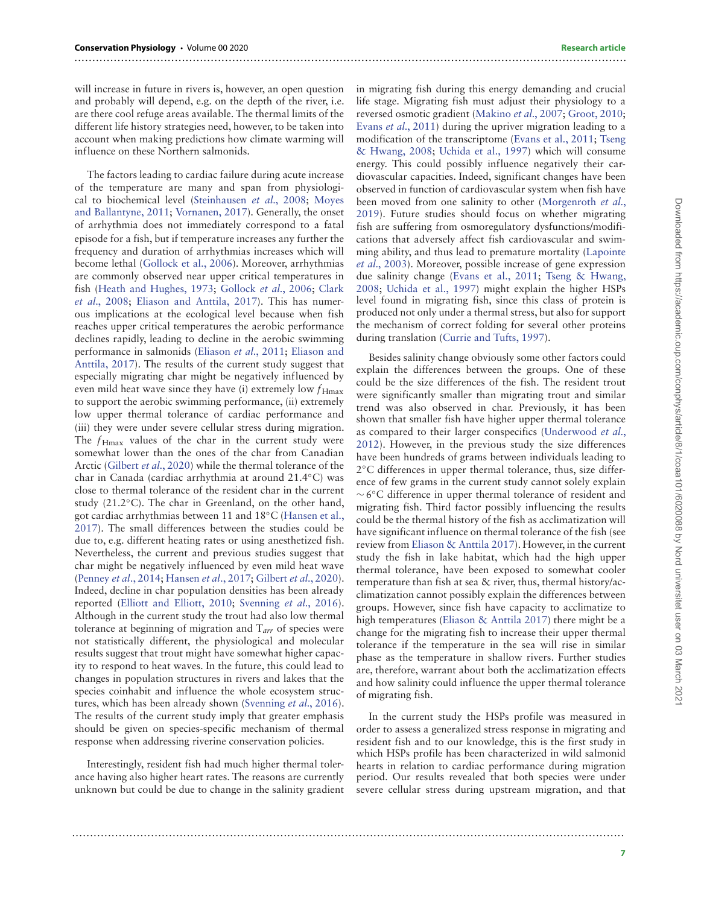will increase in future in rivers is, however, an open question and probably will depend, e.g. on the depth of the river, i.e. are there cool refuge areas available. The thermal limits of the different life history strategies need, however, to be taken into account when making predictions how climate warming will influence on these Northern salmonids.

The factors leading to cardiac failure during acute increase of the temperature are many and span from physiological to biochemical level (Steinhausen *et al*., 2008; Moyes and Ballantyne, 2011; Vornanen, 2017). Generally, the onset of arrhythmia does not immediately correspond to a fatal episode for a fish, but if temperature increases any further the frequency and duration of arrhythmias increases which will become lethal (Gollock et al., 2006). Moreover, arrhythmias are commonly observed near upper critical temperatures in fish (Heath and Hughes, 1973; Gollock *et al*., 2006; Clark *et al*., 2008; Eliason and Anttila, 2017). This has numerous implications at the ecological level because when fish reaches upper critical temperatures the aerobic performance declines rapidly, leading to decline in the aerobic swimming performance in salmonids (Eliason *et al*., 2011; Eliason and Anttila, 2017). The results of the current study suggest that especially migrating char might be negatively influenced by even mild heat wave since they have (i) extremely low $f_{\text{Hmax}}$ to support the aerobic swimming performance, (ii) extremely low upper thermal tolerance of cardiac performance and (iii) they were under severe cellular stress during migration. The $f_{\text{Hmax}}$ values of the char in the current study were somewhat lower than the ones of the char from Canadian Arctic (Gilbert *et al*., 2020) while the thermal tolerance of the char in Canada (cardiac arrhythmia at around 21.4°C) was close to thermal tolerance of the resident char in the current study (21.2°C). The char in Greenland, on the other hand, got cardiac arrhythmias between 11 and 18°C (Hansen et al., 2017). The small differences between the studies could be due to, e.g. different heating rates or using anesthetized fish. Nevertheless, the current and previous studies suggest that char might be negatively influenced by even mild heat wave (Penney *et al*., 2014; Hansen *et al*., 2017; Gilbert *et al*., 2020). Indeed, decline in char population densities has been already reported (Elliott and Elliott, 2010; Svenning *et al*., 2016). Although in the current study the trout had also low thermal tolerance at beginning of migration and $T_{arr}$ of species were not statistically different, the physiological and molecular results suggest that trout might have somewhat higher capacity to respond to heat waves. In the future, this could lead to changes in population structures in rivers and lakes that the species coinhabit and influence the whole ecosystem structures, which has been already shown (Svenning *et al*., 2016). The results of the current study imply that greater emphasis should be given on species-specific mechanism of thermal response when addressing riverine conservation policies.

Interestingly, resident fish had much higher thermal tolerance having also higher heart rates. The reasons are currently unknown but could be due to change in the salinity gradient in migrating fish during this energy demanding and crucial life stage. Migrating fish must adjust their physiology to a reversed osmotic gradient (Makino *et al*., 2007; Groot, 2010; Evans *et al*., 2011) during the upriver migration leading to a modification of the transcriptome (Evans et al., 2011; Tseng & Hwang, 2008; Uchida et al., 1997) which will consume energy. This could possibly influence negatively their cardiovascular capacities. Indeed, significant changes have been observed in function of cardiovascular system when fish have been moved from one salinity to other (Morgenroth *et al*., 2019). Future studies should focus on whether migrating fish are suffering from osmoregulatory dysfunctions/modifications that adversely affect fish cardiovascular and swimming ability, and thus lead to premature mortality (Lapointe *et al*., 2003). Moreover, possible increase of gene expression due salinity change (Evans et al., 2011; Tseng & Hwang, 2008; Uchida et al., 1997) might explain the higher HSPs level found in migrating fish, since this class of protein is produced not only under a thermal stress, but also for support the mechanism of correct folding for several other proteins during translation (Currie and Tufts, 1997).

Besides salinity change obviously some other factors could explain the differences between the groups. One of these could be the size differences of the fish. The resident trout were significantly smaller than migrating trout and similar trend was also observed in char. Previously, it has been shown that smaller fish have higher upper thermal tolerance as compared to their larger conspecifics (Underwood *et al*., 2012). However, in the previous study the size differences have been hundreds of grams between individuals leading to 2°C differences in upper thermal tolerance, thus, size difference of few grams in the current study cannot solely explain ~6°C difference in upper thermal tolerance of resident and migrating fish. Third factor possibly influencing the results could be the thermal history of the fish as acclimatization will have significant influence on thermal tolerance of the fish (see review from Eliason & Anttila 2017). However, in the current study the fish in lake habitat, which had the high upper thermal tolerance, have been exposed to somewhat cooler temperature than fish at sea & river, thus, thermal history/acclimatization cannot possibly explain the differences between groups. However, since fish have capacity to acclimatize to high temperatures (Eliason & Anttila 2017) there might be a change for the migrating fish to increase their upper thermal tolerance if the temperature in the sea will rise in similar phase as the temperature in shallow rivers. Further studies are, therefore, warrant about both the acclimatization effects and how salinity could influence the upper thermal tolerance of migrating fish.

In the current study the HSPs profile was measured in order to assess a generalized stress response in migrating and resident fish and to our knowledge, this is the first study in which HSPs profile has been characterized in wild salmonid hearts in relation to cardiac performance during migration period. Our results revealed that both species were under severe cellular stress during upstream migration, and that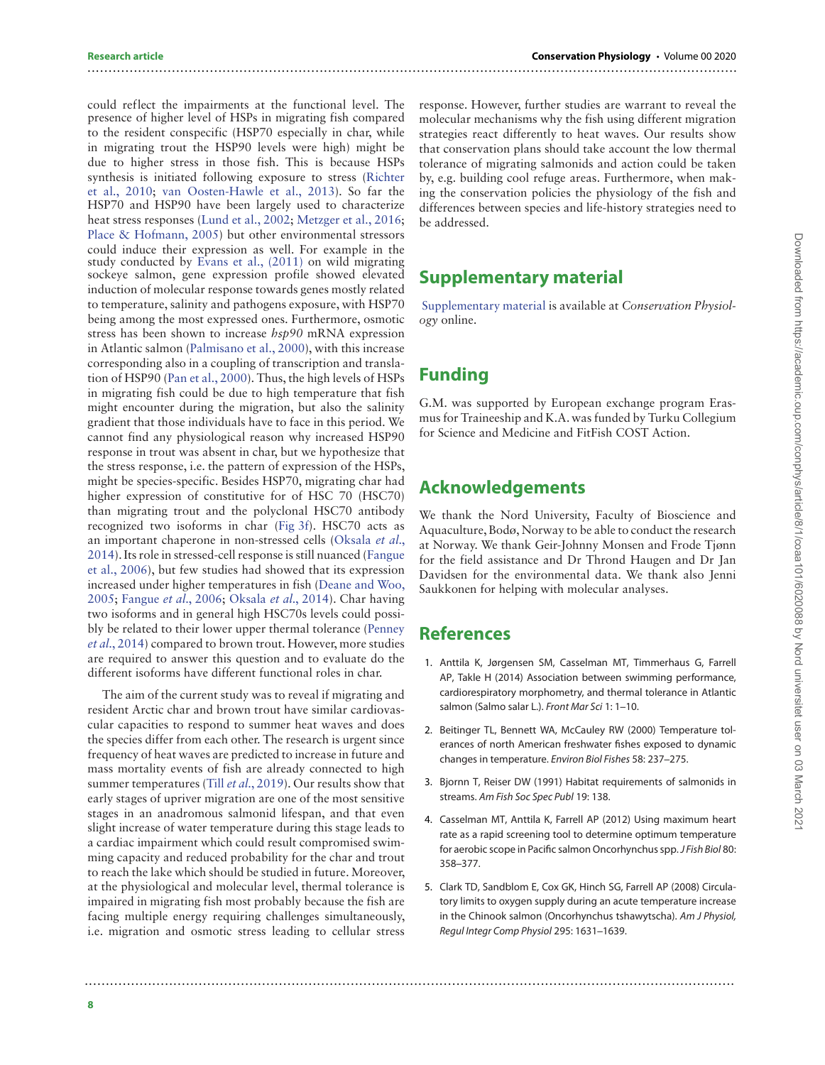could reflect the impairments at the functional level. The presence of higher level of HSPs in migrating fish compared to the resident conspecific (HSP70 especially in char, while in migrating trout the HSP90 levels were high) might be due to higher stress in those fish. This is because HSPs synthesis is initiated following exposure to stress (Richter et al., 2010; van Oosten-Hawle et al., 2013). So far the HSP70 and HSP90 have been largely used to characterize heat stress responses (Lund et al., 2002; Metzger et al., 2016; Place & Hofmann, 2005) but other environmental stressors could induce their expression as well. For example in the study conducted by Evans et al., (2011) on wild migrating sockeye salmon, gene expression profile showed elevated induction of molecular response towards genes mostly related to temperature, salinity and pathogens exposure, with HSP70 being among the most expressed ones. Furthermore, osmotic stress has been shown to increase *hsp90* mRNA expression in Atlantic salmon (Palmisano et al., 2000), with this increase corresponding also in a coupling of transcription and translation of HSP90 (Pan et al., 2000). Thus, the high levels of HSPs in migrating fish could be due to high temperature that fish might encounter during the migration, but also the salinity gradient that those individuals have to face in this period. We cannot find any physiological reason why increased HSP90 response in trout was absent in char, but we hypothesize that the stress response, i.e. the pattern of expression of the HSPs, might be species-specific. Besides HSP70, migrating char had higher expression of constitutive for of HSC 70 (HSC70) than migrating trout and the polyclonal HSC70 antibody recognized two isoforms in char (Fig 3f). HSC70 acts as an important chaperone in non-stressed cells (Oksala *et al.*, 2014). Its role in stressed-cell response is still nuanced (Fangue et al., 2006), but few studies had showed that its expression increased under higher temperatures in fish (Deane and Woo, 2005; Fangue *et al.*, 2006; Oksala *et al.*, 2014). Char having two isoforms and in general high HSC70s levels could possibly be related to their lower upper thermal tolerance (Penney *et al.*, 2014) compared to brown trout. However, more studies are required to answer this question and to evaluate do the different isoforms have different functional roles in char.

The aim of the current study was to reveal if migrating and resident Arctic char and brown trout have similar cardiovascular capacities to respond to summer heat waves and does the species differ from each other. The research is urgent since frequency of heat waves are predicted to increase in future and mass mortality events of fish are already connected to high summer temperatures (Till *et al.*, 2019). Our results show that early stages of upriver migration are one of the most sensitive stages in an anadromous salmonid lifespan, and that even slight increase of water temperature during this stage leads to a cardiac impairment which could result compromised swimming capacity and reduced probability for the char and trout to reach the lake which should be studied in future. Moreover, at the physiological and molecular level, thermal tolerance is impaired in migrating fish most probably because the fish are facing multiple energy requiring challenges simultaneously, i.e. migration and osmotic stress leading to cellular stress response. However, further studies are warrant to reveal the molecular mechanisms why the fish using different migration strategies react differently to heat waves. Our results show that conservation plans should take account the low thermal tolerance of migrating salmonids and action could be taken by, e.g. building cool refuge areas. Furthermore, when making the conservation policies the physiology of the fish and differences between species and life-history strategies need to be addressed.

## Supplementary material

Supplementary material is available at *Conservation Physiology* online.

## Funding

G.M. was supported by European exchange program Erasmus for Traineeship and K.A. was funded by Turku Collegium for Science and Medicine and FitFish COST Action.

## Acknowledgements

We thank the Nord University, Faculty of Bioscience and Aquaculture, Bodø, Norway to be able to conduct the research at Norway. We thank Geir-Johnny Monsen and Frode Tjønn for the field assistance and Dr Thrond Haugen and Dr Jan Davidsen for the environmental data. We thank also Jenni Saukkonen for helping with molecular analyses.

## References

1. Anttila K, Jørgensen SM, Casselman MT, Timmerhaus G, Farrell AP, Takle H (2014) Association between swimming performance, cardiorespiratory morphometry, and thermal tolerance in Atlantic salmon (Salmo salar L.). *Front Mar Sci* 1: 1–10.
2. Beitinger TL, Bennett WA, McCauley RW (2000) Temperature tolerances of north American freshwater fishes exposed to dynamic changes in temperature. *Environ Biol Fishes* 58: 237–275.
3. Bjornn T, Reiser DW (1991) Habitat requirements of salmonids in streams. *Am Fish Soc Spec Publ* 19: 138.
4. Casselman MT, Anttila K, Farrell AP (2012) Using maximum heart rate as a rapid screening tool to determine optimum temperature for aerobic scope in Pacific salmon Oncorhynchus spp. *J Fish Biol* 80: 358–377.
5. Clark TD, Sandblom E, Cox GK, Hinch SG, Farrell AP (2008) Circulatory limits to oxygen supply during an acute temperature increase in the Chinook salmon (Oncorhynchus tshawytscha). *Am J Physiol, Regul Integr Comp Physiol* 295: 1631–1639.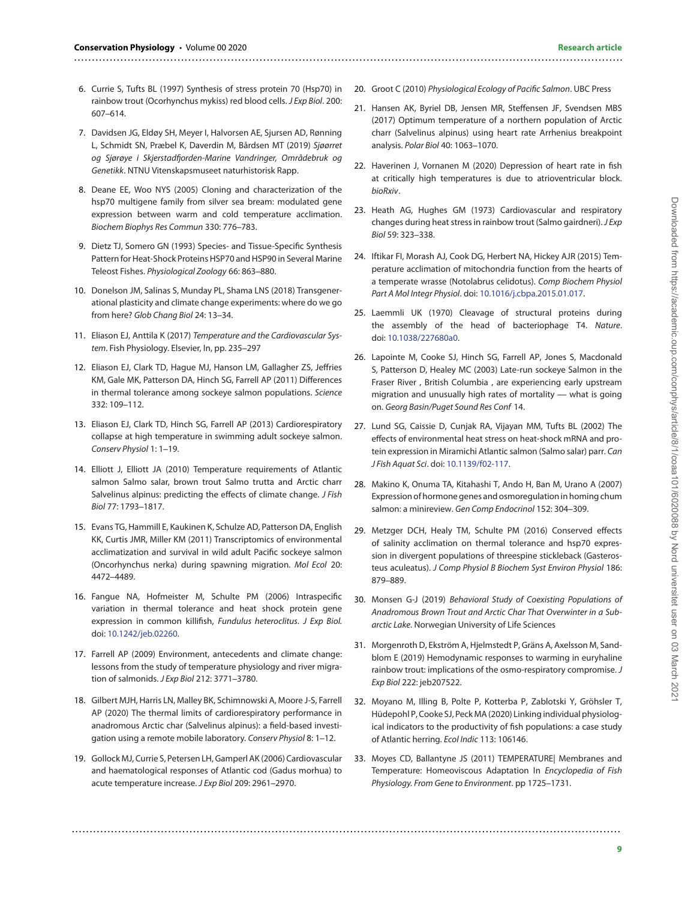6. Currie S, Tufts BL (1997) Synthesis of stress protein 70 (Hsp70) in rainbow trout (Ocorhynchus mykiss) red blood cells. *J Exp Biol*. 200: 607–614.

7. Davidsen JG, Eldøy SH, Meyer I, Halvorsen AE, Sjursen AD, Rønning L, Schmidt SN, Præbel K, Daverdin M, Bårdsen MT (2019) *Sjøørret og Sjørøye i Skjerstadfjorden-Marine Vandringer, Områdebruk og Genetikk*. NTNU Vitenskapsmuseet naturhistorisk Rapp.

8. Deane EE, Woo NYS (2005) Cloning and characterization of the hsp70 multigene family from silver sea bream: modulated gene expression between warm and cold temperature acclimation. *Biochem Biophys Res Commun* 330: 776–783.

9. Dietz TJ, Somero GN (1993) Species- and Tissue-Specific Synthesis Pattern for Heat-Shock Proteins HSP70 and HSP90 in Several Marine Teleost Fishes. *Physiological Zoology* 66: 863–880.

10. Donelson JM, Salinas S, Munday PL, Shama LNS (2018) Transgenerational plasticity and climate change experiments: where do we go from here? *Glob Chang Biol* 24: 13–34.

11. Eliason EJ, Anttila K (2017) *Temperature and the Cardiovascular System*. Fish Physiology. Elsevier, In, pp. 235–297

12. Eliason EJ, Clark TD, Hague MJ, Hanson LM, Gallagher ZS, Jeffries KM, Gale MK, Patterson DA, Hinch SG, Farrell AP (2011) Differences in thermal tolerance among sockeye salmon populations. *Science* 332: 109–112.

13. Eliason EJ, Clark TD, Hinch SG, Farrell AP (2013) Cardiorespiratory collapse at high temperature in swimming adult sockeye salmon. *Conserv Physiol* 1: 1–19.

14. Elliott J, Elliott JA (2010) Temperature requirements of Atlantic salmon Salmo salar, brown trout Salmo trutta and Arctic charr Salvelinus alpinus: predicting the effects of climate change. *J Fish Biol* 77: 1793–1817.

15. Evans TG, Hammill E, Kaukinen K, Schulze AD, Patterson DA, English KK, Curtis JMR, Miller KM (2011) Transcriptomics of environmental acclimatization and survival in wild adult Pacific sockeye salmon (Oncorhynchus nerka) during spawning migration. *Mol Ecol* 20: 4472–4489.

16. Fangue NA, Hofmeister M, Schulte PM (2006) Intraspecific variation in thermal tolerance and heat shock protein gene expression in common killifish, *Fundulus heteroclitus*. *J Exp Biol*. doi: 10.1242/jeb.02260.

17. Farrell AP (2009) Environment, antecedents and climate change: lessons from the study of temperature physiology and river migration of salmonids. *J Exp Biol* 212: 3771–3780.

18. Gilbert MJH, Harris LN, Malley BK, Schimnowski A, Moore J-S, Farrell AP (2020) The thermal limits of cardiorespiratory performance in anadromous Arctic char (Salvelinus alpinus): a field-based investigation using a remote mobile laboratory. *Conserv Physiol* 8: 1–12.

19. Gollock MJ, Currie S, Petersen LH, Gamperl AK (2006) Cardiovascular and haematological responses of Atlantic cod (Gadus morhua) to acute temperature increase. *J Exp Biol* 209: 2961–2970.

20. Groot C (2010) *Physiological Ecology of Pacific Salmon*. UBC Press

21. Hansen AK, Byriel DB, Jensen MR, Steffensen JF, Svendsen MBS (2017) Optimum temperature of a northern population of Arctic charr (Salvelinus alpinus) using heart rate Arrhenius breakpoint analysis. *Polar Biol* 40: 1063–1070.

22. Haverinen J, Vornanen M (2020) Depression of heart rate in fish at critically high temperatures is due to atrioventricular block. *bioRxiv*.

23. Heath AG, Hughes GM (1973) Cardiovascular and respiratory changes during heat stress in rainbow trout (Salmo gairdneri). *J Exp Biol* 59: 323–338.

24. Iftikar FI, Morash AJ, Cook DG, Herbert NA, Hickey AJR (2015) Temperature acclimation of mitochondria function from the hearts of a temperate wrasse (Notolabrus celidotus). *Comp Biochem Physiol Part A Mol Integr Physiol*. doi: 10.1016/j.cbpa.2015.01.017.

25. Laemmli UK (1970) Cleavage of structural proteins during the assembly of the head of bacteriophage T4. *Nature*. doi: 10.1038/227680a0.

26. Lapointe M, Cooke SJ, Hinch SG, Farrell AP, Jones S, Macdonald S, Patterson D, Healey MC (2003) Late-run sockeye Salmon in the Fraser River , British Columbia , are experiencing early upstream migration and unusually high rates of mortality — what is going on. *Georg Basin/Puget Sound Res Conf* 14.

27. Lund SG, Caissie D, Cunjak RA, Vijayan MM, Tufts BL (2002) The effects of environmental heat stress on heat-shock mRNA and protein expression in Miramichi Atlantic salmon (Salmo salar) parr. *Can J Fish Aquat Sci*. doi: 10.1139/f02-117.

28. Makino K, Onuma TA, Kitahashi T, Ando H, Ban M, Urano A (2007) Expression of hormone genes and osmoregulation in homing chum salmon: a minireview. *Gen Comp Endocrinol* 152: 304–309.

29. Metzger DCH, Healy TM, Schulte PM (2016) Conserved effects of salinity acclimation on thermal tolerance and hsp70 expression in divergent populations of threespine stickleback (Gasterosteus aculeatus). *J Comp Physiol B Biochem Syst Environ Physiol* 186: 879–889.

30. Monsen G-J (2019) *Behavioral Study of Coexisting Populations of Anadromous Brown Trout and Arctic Char That Overwinter in a Subarctic Lake*. Norwegian University of Life Sciences

31. Morgenroth D, Ekström A, Hjelmstedt P, Gräns A, Axelsson M, Sandblom E (2019) Hemodynamic responses to warming in euryhaline rainbow trout: implications of the osmo-respiratory compromise. *J Exp Biol* 222: jeb207522.

32. Moyano M, Illing B, Polte P, Kotterba P, Zablotski Y, Gröhsler T, Hüdepohl P, Cooke SJ, Peck MA (2020) Linking individual physiological indicators to the productivity of fish populations: a case study of Atlantic herring. *Ecol Indic* 113: 106146.

33. Moyes CD, Ballantyne JS (2011) TEMPERATURE| Membranes and Temperature: Homeoviscous Adaptation In *Encyclopedia of Fish Physiology. From Gene to Environment*. pp 1725–1731.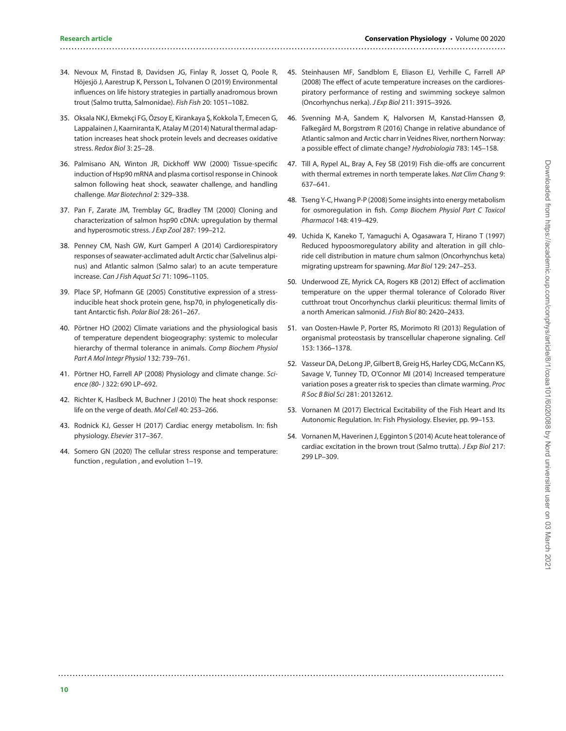34. Nevoux M, Finstad B, Davidsen JG, Finlay R, Josset Q, Poole R, Höjesjö J, Aarestrup K, Persson L, Tolvanen O (2019) Environmental influences on life history strategies in partially anadromous brown trout (Salmo trutta, Salmonidae). *Fish Fish* 20: 1051–1082.

35. Oksala NKJ, Ekmekçi FG, Özsoy E, Kirankaya Ş, Kokkola T, Emecen G, Lappalainen J, Kaarniranta K, Atalay M (2014) Natural thermal adaptation increases heat shock protein levels and decreases oxidative stress. *Redox Biol* 3: 25–28.

36. Palmisano AN, Winton JR, Dickhoff WW (2000) Tissue-specific induction of Hsp90 mRNA and plasma cortisol response in Chinook salmon following heat shock, seawater challenge, and handling challenge. *Mar Biotechnol* 2: 329–338.

37. Pan F, Zarate JM, Tremblay GC, Bradley TM (2000) Cloning and characterization of salmon hsp90 cDNA: upregulation by thermal and hyperosmotic stress. *J Exp Zool* 287: 199–212.

38. Penney CM, Nash GW, Kurt Gamperl A (2014) Cardiorespiratory responses of seawater-acclimated adult Arctic char (Salvelinus alpinus) and Atlantic salmon (Salmo salar) to an acute temperature increase. *Can J Fish Aquat Sci* 71: 1096–1105.

39. Place SP, Hofmann GE (2005) Constitutive expression of a stress-inducible heat shock protein gene, hsp70, in phylogenetically distant Antarctic fish. *Polar Biol* 28: 261–267.

40. Pörtner HO (2002) Climate variations and the physiological basis of temperature dependent biogeography: systemic to molecular hierarchy of thermal tolerance in animals. *Comp Biochem Physiol Part A Mol Integr Physiol* 132: 739–761.

41. Pörtner HO, Farrell AP (2008) Physiology and climate change. *Science (80- )* 322: 690 LP–692.

42. Richter K, Haslbeck M, Buchner J (2010) The heat shock response: life on the verge of death. *Mol Cell* 40: 253–266.

43. Rodnick KJ, Gesser H (2017) Cardiac energy metabolism. In: fish physiology. *Elsevier* 317–367.

44. Somero GN (2020) The cellular stress response and temperature: function , regulation , and evolution 1–19.

45. Steinhausen MF, Sandblom E, Eliason EJ, Verhille C, Farrell AP (2008) The effect of acute temperature increases on the cardiorespiratory performance of resting and swimming sockeye salmon (Oncorhynchus nerka). *J Exp Biol* 211: 3915–3926.

46. Svenning M-A, Sandem K, Halvorsen M, Kanstad-Hanssen Ø, Falkegård M, Borgstrøm R (2016) Change in relative abundance of Atlantic salmon and Arctic charr in Veidnes River, northern Norway: a possible effect of climate change? *Hydrobiologia* 783: 145–158.

47. Till A, Rypel AL, Bray A, Fey SB (2019) Fish die-offs are concurrent with thermal extremes in north temperate lakes. *Nat Clim Chang* 9: 637–641.

48. Tseng Y-C, Hwang P-P (2008) Some insights into energy metabolism for osmoregulation in fish. *Comp Biochem Physiol Part C Toxicol Pharmacol* 148: 419–429.

49. Uchida K, Kaneko T, Yamaguchi A, Ogasawara T, Hirano T (1997) Reduced hypoosmoregulatory ability and alteration in gill chloride cell distribution in mature chum salmon (Oncorhynchus keta) migrating upstream for spawning. *Mar Biol* 129: 247–253.

50. Underwood ZE, Myrick CA, Rogers KB (2012) Effect of acclimation temperature on the upper thermal tolerance of Colorado River cutthroat trout Oncorhynchus clarkii pleuriticus: thermal limits of a north American salmonid. *J Fish Biol* 80: 2420–2433.

51. van Oosten-Hawle P, Porter RS, Morimoto RI (2013) Regulation of organismal proteostasis by transcellular chaperone signaling. *Cell* 153: 1366–1378.

52. Vasseur DA, DeLong JP, Gilbert B, Greig HS, Harley CDG, McCann KS, Savage V, Tunney TD, O'Connor MI (2014) Increased temperature variation poses a greater risk to species than climate warming. *Proc R Soc B Biol Sci* 281: 20132612.

53. Vornanen M (2017) Electrical Excitability of the Fish Heart and Its Autonomic Regulation. In: Fish Physiology. Elsevier, pp. 99–153.

54. Vornanen M, Haverinen J, Egginton S (2014) Acute heat tolerance of cardiac excitation in the brown trout (Salmo trutta). *J Exp Biol* 217: 299 LP–309.